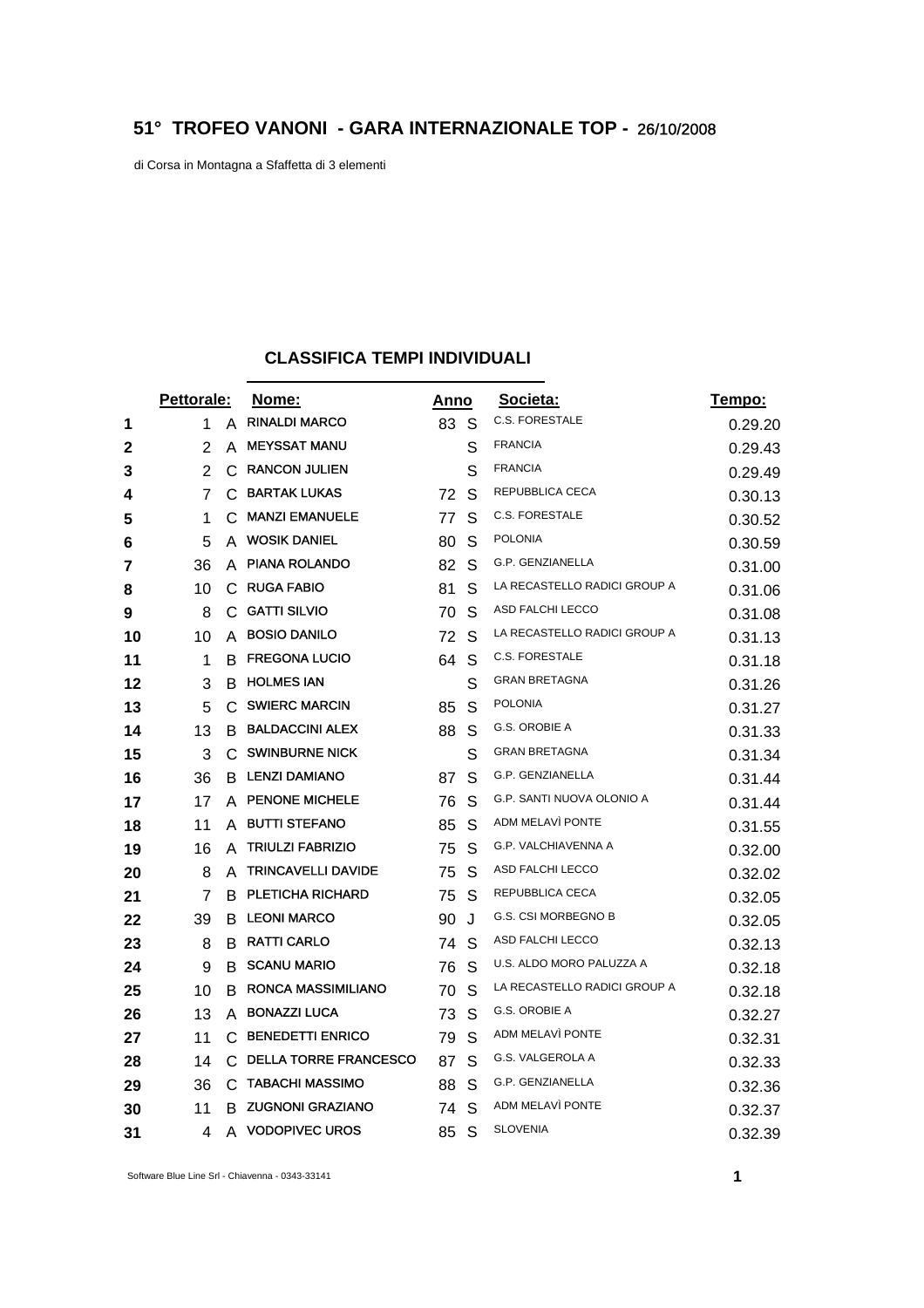# 51° TROFEO VANONI - GARA INTERNAZIONALE TOP - 26/10/2008

di Corsa in Montagna a Sfaffetta di 3 elementi

## CLASSIFICA TEMPI INDIVIDUALI

| | Pettorale: | | Nome: | Anno | | Societa: | Tempo: |
|---|---|---|---|---|---|---|---|
| **1** | 1 | A | RINALDI MARCO | 83 | S | C.S. FORESTALE | 0.29.20 |
| **2** | 2 | A | MEYSSAT MANU | | S | FRANCIA | 0.29.43 |
| **3** | 2 | C | RANCON JULIEN | | S | FRANCIA | 0.29.49 |
| **4** | 7 | C | BARTAK LUKAS | 72 | S | REPUBBLICA CECA | 0.30.13 |
| **5** | 1 | C | MANZI EMANUELE | 77 | S | C.S. FORESTALE | 0.30.52 |
| **6** | 5 | A | WOSIK DANIEL | 80 | S | POLONIA | 0.30.59 |
| **7** | 36 | A | PIANA ROLANDO | 82 | S | G.P. GENZIANELLA | 0.31.00 |
| **8** | 10 | C | RUGA FABIO | 81 | S | LA RECASTELLO RADICI GROUP A | 0.31.06 |
| **9** | 8 | C | GATTI SILVIO | 70 | S | ASD FALCHI LECCO | 0.31.08 |
| **10** | 10 | A | BOSIO DANILO | 72 | S | LA RECASTELLO RADICI GROUP A | 0.31.13 |
| **11** | 1 | B | FREGONA LUCIO | 64 | S | C.S. FORESTALE | 0.31.18 |
| **12** | 3 | B | HOLMES IAN | | S | GRAN BRETAGNA | 0.31.26 |
| **13** | 5 | C | SWIERC MARCIN | 85 | S | POLONIA | 0.31.27 |
| **14** | 13 | B | BALDACCINI ALEX | 88 | S | G.S. OROBIE A | 0.31.33 |
| **15** | 3 | C | SWINBURNE NICK | | S | GRAN BRETAGNA | 0.31.34 |
| **16** | 36 | B | LENZI DAMIANO | 87 | S | G.P. GENZIANELLA | 0.31.44 |
| **17** | 17 | A | PENONE MICHELE | 76 | S | G.P. SANTI NUOVA OLONIO A | 0.31.44 |
| **18** | 11 | A | BUTTI STEFANO | 85 | S | ADM MELAVÌ PONTE | 0.31.55 |
| **19** | 16 | A | TRIULZI FABRIZIO | 75 | S | G.P. VALCHIAVENNA A | 0.32.00 |
| **20** | 8 | A | TRINCAVELLI DAVIDE | 75 | S | ASD FALCHI LECCO | 0.32.02 |
| **21** | 7 | B | PLETICHA RICHARD | 75 | S | REPUBBLICA CECA | 0.32.05 |
| **22** | 39 | B | LEONI MARCO | 90 | J | G.S. CSI MORBEGNO B | 0.32.05 |
| **23** | 8 | B | RATTI CARLO | 74 | S | ASD FALCHI LECCO | 0.32.13 |
| **24** | 9 | B | SCANU MARIO | 76 | S | U.S. ALDO MORO PALUZZA A | 0.32.18 |
| **25** | 10 | B | RONCA MASSIMILIANO | 70 | S | LA RECASTELLO RADICI GROUP A | 0.32.18 |
| **26** | 13 | A | BONAZZI LUCA | 73 | S | G.S. OROBIE A | 0.32.27 |
| **27** | 11 | C | BENEDETTI ENRICO | 79 | S | ADM MELAVÌ PONTE | 0.32.31 |
| **28** | 14 | C | DELLA TORRE FRANCESCO | 87 | S | G.S. VALGEROLA A | 0.32.33 |
| **29** | 36 | C | TABACHI MASSIMO | 88 | S | G.P. GENZIANELLA | 0.32.36 |
| **30** | 11 | B | ZUGNONI GRAZIANO | 74 | S | ADM MELAVÌ PONTE | 0.32.37 |
| **31** | 4 | A | VODOPIVEC UROS | 85 | S | SLOVENIA | 0.32.39 |

Software Blue Line Srl - Chiavenna - 0343-33141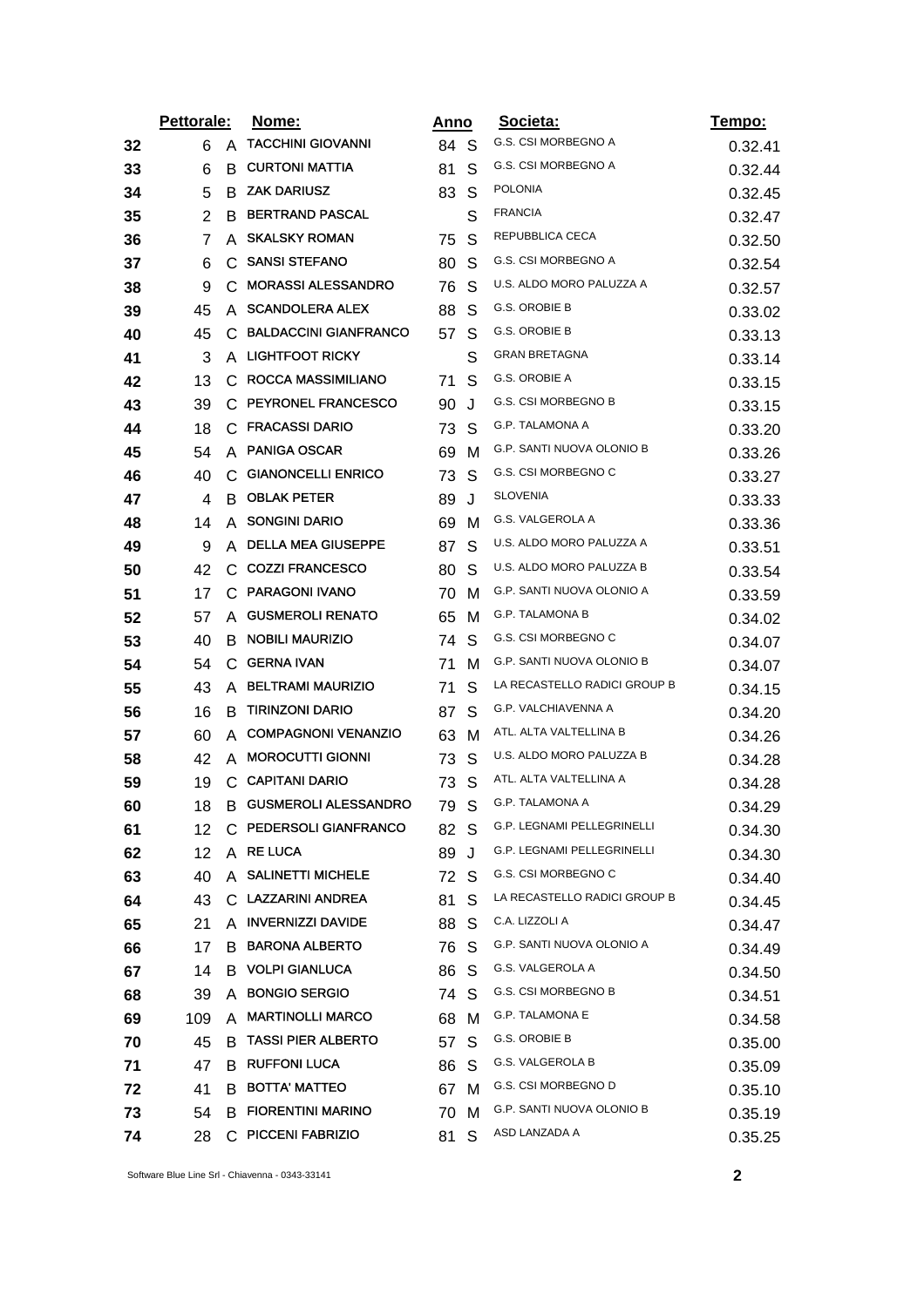| | Pettorale: | | Nome: | Anno | | Societa: | Tempo: |
|---|---|---|---|---|---|---|---|
| 32 | 6 | A | TACCHINI GIOVANNI | 84 | S | G.S. CSI MORBEGNO A | 0.32.41 |
| 33 | 6 | B | CURTONI MATTIA | 81 | S | G.S. CSI MORBEGNO A | 0.32.44 |
| 34 | 5 | B | ZAK DARIUSZ | 83 | S | POLONIA | 0.32.45 |
| 35 | 2 | B | BERTRAND PASCAL | | S | FRANCIA | 0.32.47 |
| 36 | 7 | A | SKALSKY ROMAN | 75 | S | REPUBBLICA CECA | 0.32.50 |
| 37 | 6 | C | SANSI STEFANO | 80 | S | G.S. CSI MORBEGNO A | 0.32.54 |
| 38 | 9 | C | MORASSI ALESSANDRO | 76 | S | U.S. ALDO MORO PALUZZA A | 0.32.57 |
| 39 | 45 | A | SCANDOLERA ALEX | 88 | S | G.S. OROBIE B | 0.33.02 |
| 40 | 45 | C | BALDACCINI GIANFRANCO | 57 | S | G.S. OROBIE B | 0.33.13 |
| 41 | 3 | A | LIGHTFOOT RICKY | | S | GRAN BRETAGNA | 0.33.14 |
| 42 | 13 | C | ROCCA MASSIMILIANO | 71 | S | G.S. OROBIE A | 0.33.15 |
| 43 | 39 | C | PEYRONEL FRANCESCO | 90 | J | G.S. CSI MORBEGNO B | 0.33.15 |
| 44 | 18 | C | FRACASSI DARIO | 73 | S | G.P. TALAMONA A | 0.33.20 |
| 45 | 54 | A | PANIGA OSCAR | 69 | M | G.P. SANTI NUOVA OLONIO B | 0.33.26 |
| 46 | 40 | C | GIANONCELLI ENRICO | 73 | S | G.S. CSI MORBEGNO C | 0.33.27 |
| 47 | 4 | B | OBLAK PETER | 89 | J | SLOVENIA | 0.33.33 |
| 48 | 14 | A | SONGINI DARIO | 69 | M | G.S. VALGEROLA A | 0.33.36 |
| 49 | 9 | A | DELLA MEA GIUSEPPE | 87 | S | U.S. ALDO MORO PALUZZA A | 0.33.51 |
| 50 | 42 | C | COZZI FRANCESCO | 80 | S | U.S. ALDO MORO PALUZZA B | 0.33.54 |
| 51 | 17 | C | PARAGONI IVANO | 70 | M | G.P. SANTI NUOVA OLONIO A | 0.33.59 |
| 52 | 57 | A | GUSMEROLI RENATO | 65 | M | G.P. TALAMONA B | 0.34.02 |
| 53 | 40 | B | NOBILI MAURIZIO | 74 | S | G.S. CSI MORBEGNO C | 0.34.07 |
| 54 | 54 | C | GERNA IVAN | 71 | M | G.P. SANTI NUOVA OLONIO B | 0.34.07 |
| 55 | 43 | A | BELTRAMI MAURIZIO | 71 | S | LA RECASTELLO RADICI GROUP B | 0.34.15 |
| 56 | 16 | B | TIRINZONI DARIO | 87 | S | G.P. VALCHIAVENNA A | 0.34.20 |
| 57 | 60 | A | COMPAGNONI VENANZIO | 63 | M | ATL. ALTA VALTELLINA B | 0.34.26 |
| 58 | 42 | A | MOROCUTTI GIONNI | 73 | S | U.S. ALDO MORO PALUZZA B | 0.34.28 |
| 59 | 19 | C | CAPITANI DARIO | 73 | S | ATL. ALTA VALTELLINA A | 0.34.28 |
| 60 | 18 | B | GUSMEROLI ALESSANDRO | 79 | S | G.P. TALAMONA A | 0.34.29 |
| 61 | 12 | C | PEDERSOLI GIANFRANCO | 82 | S | G.P. LEGNAMI PELLEGRINELLI | 0.34.30 |
| 62 | 12 | A | RE LUCA | 89 | J | G.P. LEGNAMI PELLEGRINELLI | 0.34.30 |
| 63 | 40 | A | SALINETTI MICHELE | 72 | S | G.S. CSI MORBEGNO C | 0.34.40 |
| 64 | 43 | C | LAZZARINI ANDREA | 81 | S | LA RECASTELLO RADICI GROUP B | 0.34.45 |
| 65 | 21 | A | INVERNIZZI DAVIDE | 88 | S | C.A. LIZZOLI A | 0.34.47 |
| 66 | 17 | B | BARONA ALBERTO | 76 | S | G.P. SANTI NUOVA OLONIO A | 0.34.49 |
| 67 | 14 | B | VOLPI GIANLUCA | 86 | S | G.S. VALGEROLA A | 0.34.50 |
| 68 | 39 | A | BONGIO SERGIO | 74 | S | G.S. CSI MORBEGNO B | 0.34.51 |
| 69 | 109 | A | MARTINOLLI MARCO | 68 | M | G.P. TALAMONA E | 0.34.58 |
| 70 | 45 | B | TASSI PIER ALBERTO | 57 | S | G.S. OROBIE B | 0.35.00 |
| 71 | 47 | B | RUFFONI LUCA | 86 | S | G.S. VALGEROLA B | 0.35.09 |
| 72 | 41 | B | BOTTA' MATTEO | 67 | M | G.S. CSI MORBEGNO D | 0.35.10 |
| 73 | 54 | B | FIORENTINI MARINO | 70 | M | G.P. SANTI NUOVA OLONIO B | 0.35.19 |
| 74 | 28 | C | PICCENI FABRIZIO | 81 | S | ASD LANZADA A | 0.35.25 |

Software Blue Line Srl - Chiavenna - 0343-33141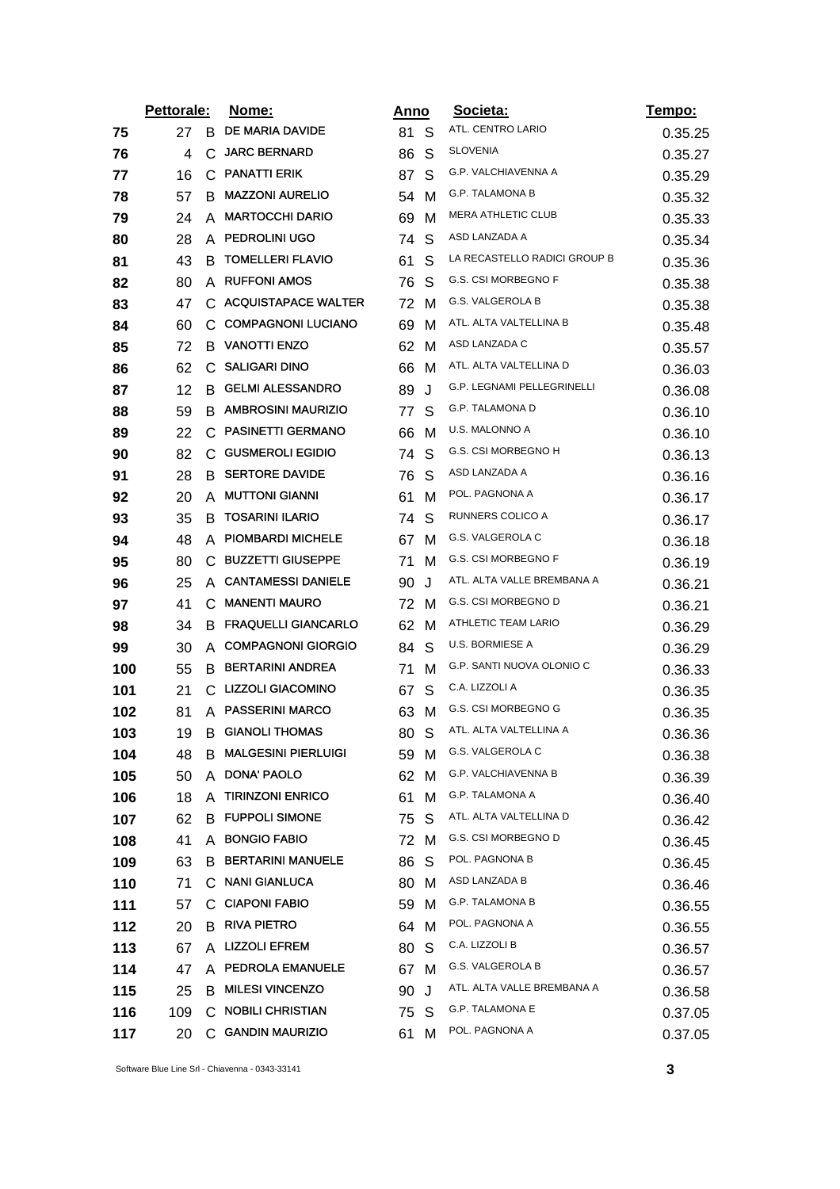| | Pettorale: | | Nome: | Anno | | Societa: | Tempo: |
|---|---|---|---|---|---|---|---|
| 75 | 27 | B | DE MARIA DAVIDE | 81 | S | ATL. CENTRO LARIO | 0.35.25 |
| 76 | 4 | C | JARC BERNARD | 86 | S | SLOVENIA | 0.35.27 |
| 77 | 16 | C | PANATTI ERIK | 87 | S | G.P. VALCHIAVENNA A | 0.35.29 |
| 78 | 57 | B | MAZZONI AURELIO | 54 | M | G.P. TALAMONA B | 0.35.32 |
| 79 | 24 | A | MARTOCCHI DARIO | 69 | M | MERA ATHLETIC CLUB | 0.35.33 |
| 80 | 28 | A | PEDROLINI UGO | 74 | S | ASD LANZADA A | 0.35.34 |
| 81 | 43 | B | TOMELLERI FLAVIO | 61 | S | LA RECASTELLO RADICI GROUP B | 0.35.36 |
| 82 | 80 | A | RUFFONI AMOS | 76 | S | G.S. CSI MORBEGNO F | 0.35.38 |
| 83 | 47 | C | ACQUISTAPACE WALTER | 72 | M | G.S. VALGEROLA B | 0.35.38 |
| 84 | 60 | C | COMPAGNONI LUCIANO | 69 | M | ATL. ALTA VALTELLINA B | 0.35.48 |
| 85 | 72 | B | VANOTTI ENZO | 62 | M | ASD LANZADA C | 0.35.57 |
| 86 | 62 | C | SALIGARI DINO | 66 | M | ATL. ALTA VALTELLINA D | 0.36.03 |
| 87 | 12 | B | GELMI ALESSANDRO | 89 | J | G.P. LEGNAMI PELLEGRINELLI | 0.36.08 |
| 88 | 59 | B | AMBROSINI MAURIZIO | 77 | S | G.P. TALAMONA D | 0.36.10 |
| 89 | 22 | C | PASINETTI GERMANO | 66 | M | U.S. MALONNO A | 0.36.10 |
| 90 | 82 | C | GUSMEROLI EGIDIO | 74 | S | G.S. CSI MORBEGNO H | 0.36.13 |
| 91 | 28 | B | SERTORE DAVIDE | 76 | S | ASD LANZADA A | 0.36.16 |
| 92 | 20 | A | MUTTONI GIANNI | 61 | M | POL. PAGNONA A | 0.36.17 |
| 93 | 35 | B | TOSARINI ILARIO | 74 | S | RUNNERS COLICO A | 0.36.17 |
| 94 | 48 | A | PIOMBARDI MICHELE | 67 | M | G.S. VALGEROLA C | 0.36.18 |
| 95 | 80 | C | BUZZETTI GIUSEPPE | 71 | M | G.S. CSI MORBEGNO F | 0.36.19 |
| 96 | 25 | A | CANTAMESSI DANIELE | 90 | J | ATL. ALTA VALLE BREMBANA A | 0.36.21 |
| 97 | 41 | C | MANENTI MAURO | 72 | M | G.S. CSI MORBEGNO D | 0.36.21 |
| 98 | 34 | B | FRAQUELLI GIANCARLO | 62 | M | ATHLETIC TEAM LARIO | 0.36.29 |
| 99 | 30 | A | COMPAGNONI GIORGIO | 84 | S | U.S. BORMIESE A | 0.36.29 |
| 100 | 55 | B | BERTARINI ANDREA | 71 | M | G.P. SANTI NUOVA OLONIO C | 0.36.33 |
| 101 | 21 | C | LIZZOLI GIACOMINO | 67 | S | C.A. LIZZOLI A | 0.36.35 |
| 102 | 81 | A | PASSERINI MARCO | 63 | M | G.S. CSI MORBEGNO G | 0.36.35 |
| 103 | 19 | B | GIANOLI THOMAS | 80 | S | ATL. ALTA VALTELLINA A | 0.36.36 |
| 104 | 48 | B | MALGESINI PIERLUIGI | 59 | M | G.S. VALGEROLA C | 0.36.38 |
| 105 | 50 | A | DONA' PAOLO | 62 | M | G.P. VALCHIAVENNA B | 0.36.39 |
| 106 | 18 | A | TIRINZONI ENRICO | 61 | M | G.P. TALAMONA A | 0.36.40 |
| 107 | 62 | B | FUPPOLI SIMONE | 75 | S | ATL. ALTA VALTELLINA D | 0.36.42 |
| 108 | 41 | A | BONGIO FABIO | 72 | M | G.S. CSI MORBEGNO D | 0.36.45 |
| 109 | 63 | B | BERTARINI MANUELE | 86 | S | POL. PAGNONA B | 0.36.45 |
| 110 | 71 | C | NANI GIANLUCA | 80 | M | ASD LANZADA B | 0.36.46 |
| 111 | 57 | C | CIAPONI FABIO | 59 | M | G.P. TALAMONA B | 0.36.55 |
| 112 | 20 | B | RIVA PIETRO | 64 | M | POL. PAGNONA A | 0.36.55 |
| 113 | 67 | A | LIZZOLI EFREM | 80 | S | C.A. LIZZOLI B | 0.36.57 |
| 114 | 47 | A | PEDROLA EMANUELE | 67 | M | G.S. VALGEROLA B | 0.36.57 |
| 115 | 25 | B | MILESI VINCENZO | 90 | J | ATL. ALTA VALLE BREMBANA A | 0.36.58 |
| 116 | 109 | C | NOBILI CHRISTIAN | 75 | S | G.P. TALAMONA E | 0.37.05 |
| 117 | 20 | C | GANDIN MAURIZIO | 61 | M | POL. PAGNONA A | 0.37.05 |

Software Blue Line Srl - Chiavenna - 0343-33141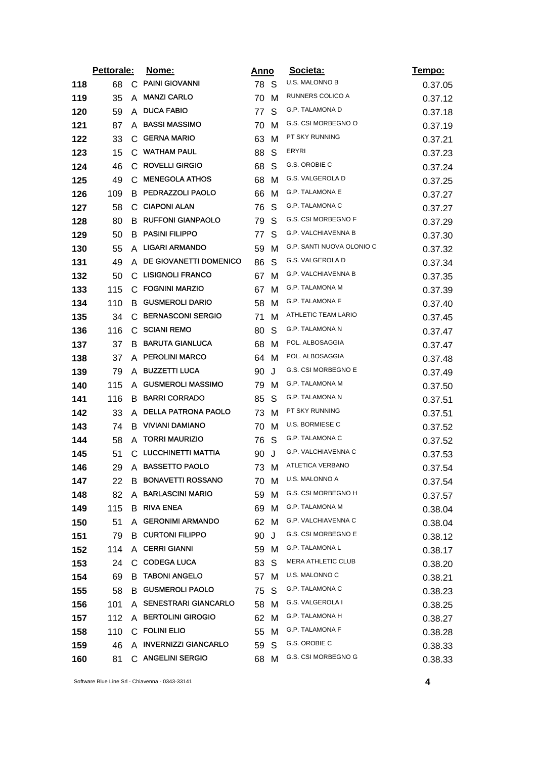| | Pettorale: | | Nome: | Anno | | Societa: | Tempo: |
|---|---|---|---|---|---|---|---|
| 118 | 68 | C | PAINI GIOVANNI | 78 | S | U.S. MALONNO B | 0.37.05 |
| 119 | 35 | A | MANZI CARLO | 70 | M | RUNNERS COLICO A | 0.37.12 |
| 120 | 59 | A | DUCA FABIO | 77 | S | G.P. TALAMONA D | 0.37.18 |
| 121 | 87 | A | BASSI MASSIMO | 70 | M | G.S. CSI MORBEGNO O | 0.37.19 |
| 122 | 33 | C | GERNA MARIO | 63 | M | PT SKY RUNNING | 0.37.21 |
| 123 | 15 | C | WATHAM PAUL | 88 | S | ERYRI | 0.37.23 |
| 124 | 46 | C | ROVELLI GIRGIO | 68 | S | G.S. OROBIE C | 0.37.24 |
| 125 | 49 | C | MENEGOLA ATHOS | 68 | M | G.S. VALGEROLA D | 0.37.25 |
| 126 | 109 | B | PEDRAZZOLI PAOLO | 66 | M | G.P. TALAMONA E | 0.37.27 |
| 127 | 58 | C | CIAPONI ALAN | 76 | S | G.P. TALAMONA C | 0.37.27 |
| 128 | 80 | B | RUFFONI GIANPAOLO | 79 | S | G.S. CSI MORBEGNO F | 0.37.29 |
| 129 | 50 | B | PASINI FILIPPO | 77 | S | G.P. VALCHIAVENNA B | 0.37.30 |
| 130 | 55 | A | LIGARI ARMANDO | 59 | M | G.P. SANTI NUOVA OLONIO C | 0.37.32 |
| 131 | 49 | A | DE GIOVANETTI DOMENICO | 86 | S | G.S. VALGEROLA D | 0.37.34 |
| 132 | 50 | C | LISIGNOLI FRANCO | 67 | M | G.P. VALCHIAVENNA B | 0.37.35 |
| 133 | 115 | C | FOGNINI MARZIO | 67 | M | G.P. TALAMONA M | 0.37.39 |
| 134 | 110 | B | GUSMEROLI DARIO | 58 | M | G.P. TALAMONA F | 0.37.40 |
| 135 | 34 | C | BERNASCONI SERGIO | 71 | M | ATHLETIC TEAM LARIO | 0.37.45 |
| 136 | 116 | C | SCIANI REMO | 80 | S | G.P. TALAMONA N | 0.37.47 |
| 137 | 37 | B | BARUTA GIANLUCA | 68 | M | POL. ALBOSAGGIA | 0.37.47 |
| 138 | 37 | A | PEROLINI MARCO | 64 | M | POL. ALBOSAGGIA | 0.37.48 |
| 139 | 79 | A | BUZZETTI LUCA | 90 | J | G.S. CSI MORBEGNO E | 0.37.49 |
| 140 | 115 | A | GUSMEROLI MASSIMO | 79 | M | G.P. TALAMONA M | 0.37.50 |
| 141 | 116 | B | BARRI CORRADO | 85 | S | G.P. TALAMONA N | 0.37.51 |
| 142 | 33 | A | DELLA PATRONA PAOLO | 73 | M | PT SKY RUNNING | 0.37.51 |
| 143 | 74 | B | VIVIANI DAMIANO | 70 | M | U.S. BORMIESE C | 0.37.52 |
| 144 | 58 | A | TORRI MAURIZIO | 76 | S | G.P. TALAMONA C | 0.37.52 |
| 145 | 51 | C | LUCCHINETTI MATTIA | 90 | J | G.P. VALCHIAVENNA C | 0.37.53 |
| 146 | 29 | A | BASSETTO PAOLO | 73 | M | ATLETICA VERBANO | 0.37.54 |
| 147 | 22 | B | BONAVETTI ROSSANO | 70 | M | U.S. MALONNO A | 0.37.54 |
| 148 | 82 | A | BARLASCINI MARIO | 59 | M | G.S. CSI MORBEGNO H | 0.37.57 |
| 149 | 115 | B | RIVA ENEA | 69 | M | G.P. TALAMONA M | 0.38.04 |
| 150 | 51 | A | GERONIMI ARMANDO | 62 | M | G.P. VALCHIAVENNA C | 0.38.04 |
| 151 | 79 | B | CURTONI FILIPPO | 90 | J | G.S. CSI MORBEGNO E | 0.38.12 |
| 152 | 114 | A | CERRI GIANNI | 59 | M | G.P. TALAMONA L | 0.38.17 |
| 153 | 24 | C | CODEGA LUCA | 83 | S | MERA ATHLETIC CLUB | 0.38.20 |
| 154 | 69 | B | TABONI ANGELO | 57 | M | U.S. MALONNO C | 0.38.21 |
| 155 | 58 | B | GUSMEROLI PAOLO | 75 | S | G.P. TALAMONA C | 0.38.23 |
| 156 | 101 | A | SENESTRARI GIANCARLO | 58 | M | G.S. VALGEROLA I | 0.38.25 |
| 157 | 112 | A | BERTOLINI GIROGIO | 62 | M | G.P. TALAMONA H | 0.38.27 |
| 158 | 110 | C | FOLINI ELIO | 55 | M | G.P. TALAMONA F | 0.38.28 |
| 159 | 46 | A | INVERNIZZI GIANCARLO | 59 | S | G.S. OROBIE C | 0.38.33 |
| 160 | 81 | C | ANGELINI SERGIO | 68 | M | G.S. CSI MORBEGNO G | 0.38.33 |

Software Blue Line Srl - Chiavenna - 0343-33141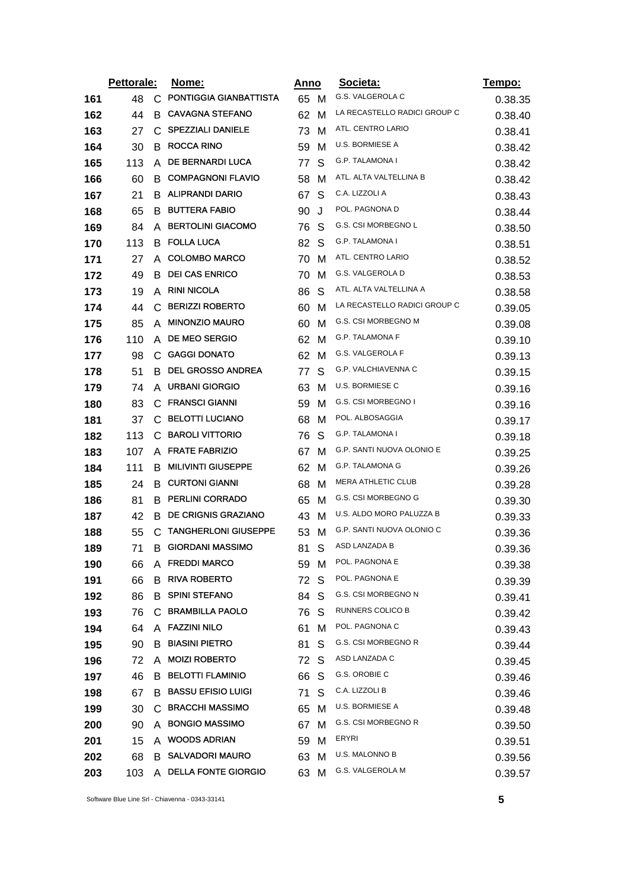| | Pettorale: | | Nome: | Anno | | Societa: | Tempo: |
|---|---|---|---|---|---|---|---|
| 161 | 48 | C | PONTIGGIA GIANBATTISTA | 65 | M | G.S. VALGEROLA C | 0.38.35 |
| 162 | 44 | B | CAVAGNA STEFANO | 62 | M | LA RECASTELLO RADICI GROUP C | 0.38.40 |
| 163 | 27 | C | SPEZZIALI DANIELE | 73 | M | ATL. CENTRO LARIO | 0.38.41 |
| 164 | 30 | B | ROCCA RINO | 59 | M | U.S. BORMIESE A | 0.38.42 |
| 165 | 113 | A | DE BERNARDI LUCA | 77 | S | G.P. TALAMONA I | 0.38.42 |
| 166 | 60 | B | COMPAGNONI FLAVIO | 58 | M | ATL. ALTA VALTELLINA B | 0.38.42 |
| 167 | 21 | B | ALIPRANDI DARIO | 67 | S | C.A. LIZZOLI A | 0.38.43 |
| 168 | 65 | B | BUTTERA FABIO | 90 | J | POL. PAGNONA D | 0.38.44 |
| 169 | 84 | A | BERTOLINI GIACOMO | 76 | S | G.S. CSI MORBEGNO L | 0.38.50 |
| 170 | 113 | B | FOLLA LUCA | 82 | S | G.P. TALAMONA I | 0.38.51 |
| 171 | 27 | A | COLOMBO MARCO | 70 | M | ATL. CENTRO LARIO | 0.38.52 |
| 172 | 49 | B | DEI CAS ENRICO | 70 | M | G.S. VALGEROLA D | 0.38.53 |
| 173 | 19 | A | RINI NICOLA | 86 | S | ATL. ALTA VALTELLINA A | 0.38.58 |
| 174 | 44 | C | BERIZZI ROBERTO | 60 | M | LA RECASTELLO RADICI GROUP C | 0.39.05 |
| 175 | 85 | A | MINONZIO MAURO | 60 | M | G.S. CSI MORBEGNO M | 0.39.08 |
| 176 | 110 | A | DE MEO SERGIO | 62 | M | G.P. TALAMONA F | 0.39.10 |
| 177 | 98 | C | GAGGI DONATO | 62 | M | G.S. VALGEROLA F | 0.39.13 |
| 178 | 51 | B | DEL GROSSO ANDREA | 77 | S | G.P. VALCHIAVENNA C | 0.39.15 |
| 179 | 74 | A | URBANI GIORGIO | 63 | M | U.S. BORMIESE C | 0.39.16 |
| 180 | 83 | C | FRANSCI GIANNI | 59 | M | G.S. CSI MORBEGNO I | 0.39.16 |
| 181 | 37 | C | BELOTTI LUCIANO | 68 | M | POL. ALBOSAGGIA | 0.39.17 |
| 182 | 113 | C | BAROLI VITTORIO | 76 | S | G.P. TALAMONA I | 0.39.18 |
| 183 | 107 | A | FRATE FABRIZIO | 67 | M | G.P. SANTI NUOVA OLONIO E | 0.39.25 |
| 184 | 111 | B | MILIVINTI GIUSEPPE | 62 | M | G.P. TALAMONA G | 0.39.26 |
| 185 | 24 | B | CURTONI GIANNI | 68 | M | MERA ATHLETIC CLUB | 0.39.28 |
| 186 | 81 | B | PERLINI CORRADO | 65 | M | G.S. CSI MORBEGNO G | 0.39.30 |
| 187 | 42 | B | DE CRIGNIS GRAZIANO | 43 | M | U.S. ALDO MORO PALUZZA B | 0.39.33 |
| 188 | 55 | C | TANGHERLONI GIUSEPPE | 53 | M | G.P. SANTI NUOVA OLONIO C | 0.39.36 |
| 189 | 71 | B | GIORDANI MASSIMO | 81 | S | ASD LANZADA B | 0.39.36 |
| 190 | 66 | A | FREDDI MARCO | 59 | M | POL. PAGNONA E | 0.39.38 |
| 191 | 66 | B | RIVA ROBERTO | 72 | S | POL. PAGNONA E | 0.39.39 |
| 192 | 86 | B | SPINI STEFANO | 84 | S | G.S. CSI MORBEGNO N | 0.39.41 |
| 193 | 76 | C | BRAMBILLA PAOLO | 76 | S | RUNNERS COLICO B | 0.39.42 |
| 194 | 64 | A | FAZZINI NILO | 61 | M | POL. PAGNONA C | 0.39.43 |
| 195 | 90 | B | BIASINI PIETRO | 81 | S | G.S. CSI MORBEGNO R | 0.39.44 |
| 196 | 72 | A | MOIZI ROBERTO | 72 | S | ASD LANZADA C | 0.39.45 |
| 197 | 46 | B | BELOTTI FLAMINIO | 66 | S | G.S. OROBIE C | 0.39.46 |
| 198 | 67 | B | BASSU EFISIO LUIGI | 71 | S | C.A. LIZZOLI B | 0.39.46 |
| 199 | 30 | C | BRACCHI MASSIMO | 65 | M | U.S. BORMIESE A | 0.39.48 |
| 200 | 90 | A | BONGIO MASSIMO | 67 | M | G.S. CSI MORBEGNO R | 0.39.50 |
| 201 | 15 | A | WOODS ADRIAN | 59 | M | ERYRI | 0.39.51 |
| 202 | 68 | B | SALVADORI MAURO | 63 | M | U.S. MALONNO B | 0.39.56 |
| 203 | 103 | A | DELLA FONTE GIORGIO | 63 | M | G.S. VALGEROLA M | 0.39.57 |

Software Blue Line Srl - Chiavenna - 0343-33141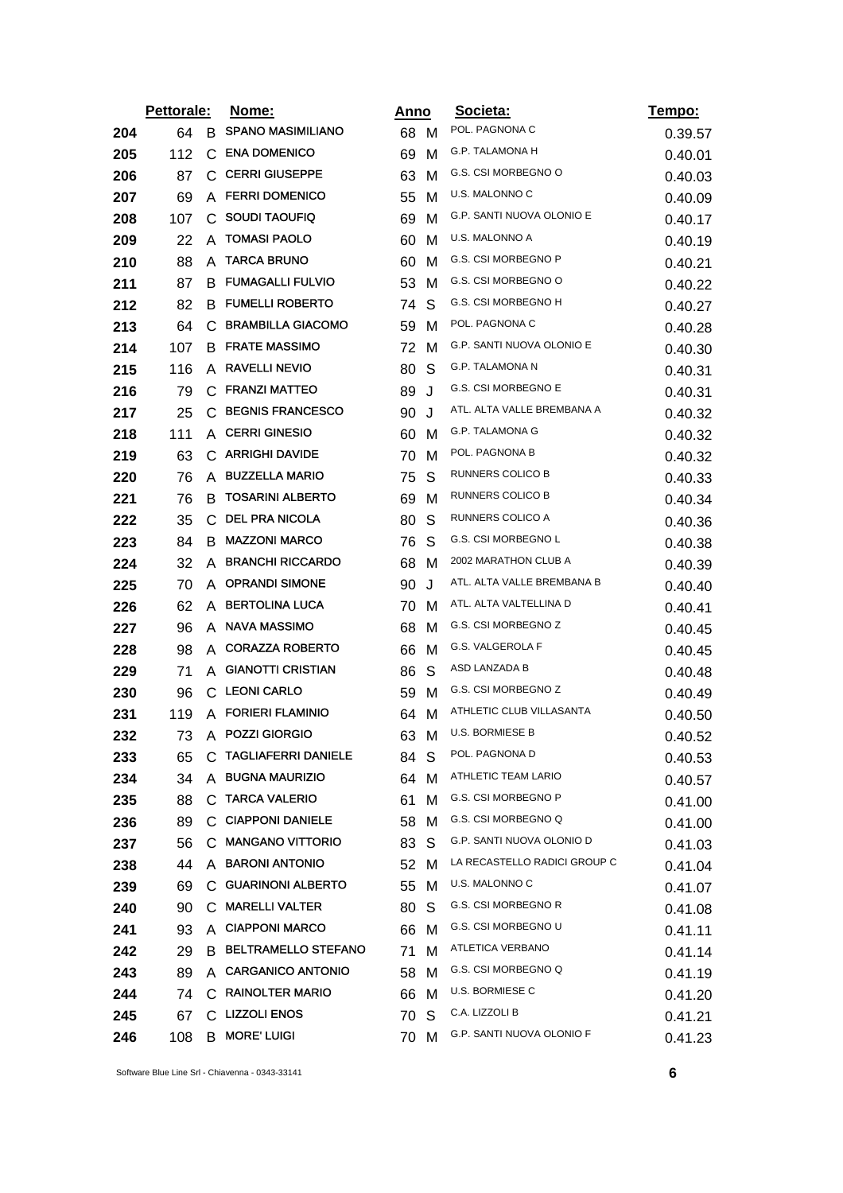| | Pettorale: | | Nome: | Anno | | Societa: | Tempo: |
|---|---|---|---|---|---|---|---|
| 204 | 64 | B | SPANO MASIMILIANO | 68 | M | POL. PAGNONA C | 0.39.57 |
| 205 | 112 | C | ENA DOMENICO | 69 | M | G.P. TALAMONA H | 0.40.01 |
| 206 | 87 | C | CERRI GIUSEPPE | 63 | M | G.S. CSI MORBEGNO O | 0.40.03 |
| 207 | 69 | A | FERRI DOMENICO | 55 | M | U.S. MALONNO C | 0.40.09 |
| 208 | 107 | C | SOUDI TAOUFIQ | 69 | M | G.P. SANTI NUOVA OLONIO E | 0.40.17 |
| 209 | 22 | A | TOMASI PAOLO | 60 | M | U.S. MALONNO A | 0.40.19 |
| 210 | 88 | A | TARCA BRUNO | 60 | M | G.S. CSI MORBEGNO P | 0.40.21 |
| 211 | 87 | B | FUMAGALLI FULVIO | 53 | M | G.S. CSI MORBEGNO O | 0.40.22 |
| 212 | 82 | B | FUMELLI ROBERTO | 74 | S | G.S. CSI MORBEGNO H | 0.40.27 |
| 213 | 64 | C | BRAMBILLA GIACOMO | 59 | M | POL. PAGNONA C | 0.40.28 |
| 214 | 107 | B | FRATE MASSIMO | 72 | M | G.P. SANTI NUOVA OLONIO E | 0.40.30 |
| 215 | 116 | A | RAVELLI NEVIO | 80 | S | G.P. TALAMONA N | 0.40.31 |
| 216 | 79 | C | FRANZI MATTEO | 89 | J | G.S. CSI MORBEGNO E | 0.40.31 |
| 217 | 25 | C | BEGNIS FRANCESCO | 90 | J | ATL. ALTA VALLE BREMBANA A | 0.40.32 |
| 218 | 111 | A | CERRI GINESIO | 60 | M | G.P. TALAMONA G | 0.40.32 |
| 219 | 63 | C | ARRIGHI DAVIDE | 70 | M | POL. PAGNONA B | 0.40.32 |
| 220 | 76 | A | BUZZELLA MARIO | 75 | S | RUNNERS COLICO B | 0.40.33 |
| 221 | 76 | B | TOSARINI ALBERTO | 69 | M | RUNNERS COLICO B | 0.40.34 |
| 222 | 35 | C | DEL PRA NICOLA | 80 | S | RUNNERS COLICO A | 0.40.36 |
| 223 | 84 | B | MAZZONI MARCO | 76 | S | G.S. CSI MORBEGNO L | 0.40.38 |
| 224 | 32 | A | BRANCHI RICCARDO | 68 | M | 2002 MARATHON CLUB A | 0.40.39 |
| 225 | 70 | A | OPRANDI SIMONE | 90 | J | ATL. ALTA VALLE BREMBANA B | 0.40.40 |
| 226 | 62 | A | BERTOLINA LUCA | 70 | M | ATL. ALTA VALTELLINA D | 0.40.41 |
| 227 | 96 | A | NAVA MASSIMO | 68 | M | G.S. CSI MORBEGNO Z | 0.40.45 |
| 228 | 98 | A | CORAZZA ROBERTO | 66 | M | G.S. VALGEROLA F | 0.40.45 |
| 229 | 71 | A | GIANOTTI CRISTIAN | 86 | S | ASD LANZADA B | 0.40.48 |
| 230 | 96 | C | LEONI CARLO | 59 | M | G.S. CSI MORBEGNO Z | 0.40.49 |
| 231 | 119 | A | FORIERI FLAMINIO | 64 | M | ATHLETIC CLUB VILLASANTA | 0.40.50 |
| 232 | 73 | A | POZZI GIORGIO | 63 | M | U.S. BORMIESE B | 0.40.52 |
| 233 | 65 | C | TAGLIAFERRI DANIELE | 84 | S | POL. PAGNONA D | 0.40.53 |
| 234 | 34 | A | BUGNA MAURIZIO | 64 | M | ATHLETIC TEAM LARIO | 0.40.57 |
| 235 | 88 | C | TARCA VALERIO | 61 | M | G.S. CSI MORBEGNO P | 0.41.00 |
| 236 | 89 | C | CIAPPONI DANIELE | 58 | M | G.S. CSI MORBEGNO Q | 0.41.00 |
| 237 | 56 | C | MANGANO VITTORIO | 83 | S | G.P. SANTI NUOVA OLONIO D | 0.41.03 |
| 238 | 44 | A | BARONI ANTONIO | 52 | M | LA RECASTELLO RADICI GROUP C | 0.41.04 |
| 239 | 69 | C | GUARINONI ALBERTO | 55 | M | U.S. MALONNO C | 0.41.07 |
| 240 | 90 | C | MARELLI VALTER | 80 | S | G.S. CSI MORBEGNO R | 0.41.08 |
| 241 | 93 | A | CIAPPONI MARCO | 66 | M | G.S. CSI MORBEGNO U | 0.41.11 |
| 242 | 29 | B | BELTRAMELLO STEFANO | 71 | M | ATLETICA VERBANO | 0.41.14 |
| 243 | 89 | A | CARGANICO ANTONIO | 58 | M | G.S. CSI MORBEGNO Q | 0.41.19 |
| 244 | 74 | C | RAINOLTER MARIO | 66 | M | U.S. BORMIESE C | 0.41.20 |
| 245 | 67 | C | LIZZOLI ENOS | 70 | S | C.A. LIZZOLI B | 0.41.21 |
| 246 | 108 | B | MORE' LUIGI | 70 | M | G.P. SANTI NUOVA OLONIO F | 0.41.23 |

Software Blue Line Srl - Chiavenna - 0343-33141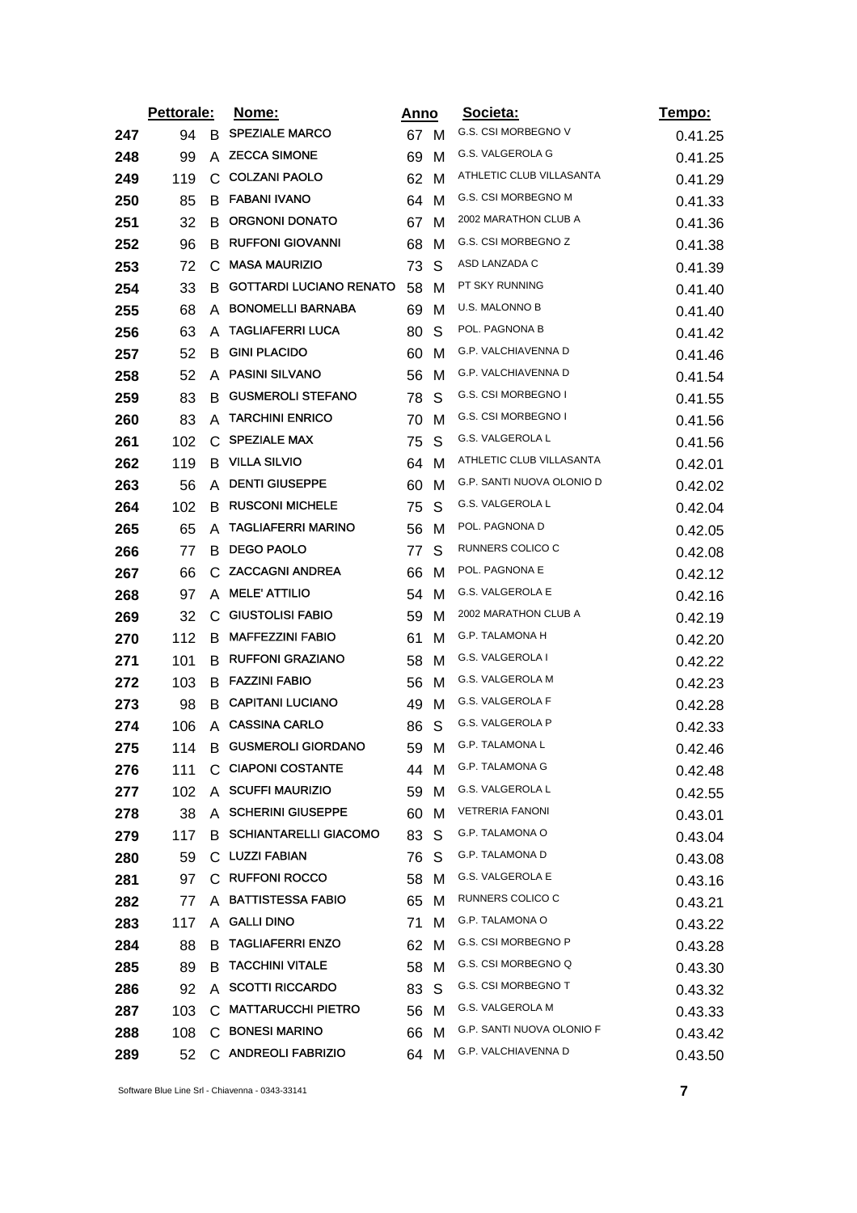| | Pettorale: | | Nome: | Anno | | Societa: | Tempo: |
|---|---|---|---|---|---|---|---|
| 247 | 94 | B | SPEZIALE MARCO | 67 | M | G.S. CSI MORBEGNO V | 0.41.25 |
| 248 | 99 | A | ZECCA SIMONE | 69 | M | G.S. VALGEROLA G | 0.41.25 |
| 249 | 119 | C | COLZANI PAOLO | 62 | M | ATHLETIC CLUB VILLASANTA | 0.41.29 |
| 250 | 85 | B | FABANI IVANO | 64 | M | G.S. CSI MORBEGNO M | 0.41.33 |
| 251 | 32 | B | ORGNONI DONATO | 67 | M | 2002 MARATHON CLUB A | 0.41.36 |
| 252 | 96 | B | RUFFONI GIOVANNI | 68 | M | G.S. CSI MORBEGNO Z | 0.41.38 |
| 253 | 72 | C | MASA MAURIZIO | 73 | S | ASD LANZADA C | 0.41.39 |
| 254 | 33 | B | GOTTARDI LUCIANO RENATO | 58 | M | PT SKY RUNNING | 0.41.40 |
| 255 | 68 | A | BONOMELLI BARNABA | 69 | M | U.S. MALONNO B | 0.41.40 |
| 256 | 63 | A | TAGLIAFERRI LUCA | 80 | S | POL. PAGNONA B | 0.41.42 |
| 257 | 52 | B | GINI PLACIDO | 60 | M | G.P. VALCHIAVENNA D | 0.41.46 |
| 258 | 52 | A | PASINI SILVANO | 56 | M | G.P. VALCHIAVENNA D | 0.41.54 |
| 259 | 83 | B | GUSMEROLI STEFANO | 78 | S | G.S. CSI MORBEGNO I | 0.41.55 |
| 260 | 83 | A | TARCHINI ENRICO | 70 | M | G.S. CSI MORBEGNO I | 0.41.56 |
| 261 | 102 | C | SPEZIALE MAX | 75 | S | G.S. VALGEROLA L | 0.41.56 |
| 262 | 119 | B | VILLA SILVIO | 64 | M | ATHLETIC CLUB VILLASANTA | 0.42.01 |
| 263 | 56 | A | DENTI GIUSEPPE | 60 | M | G.P. SANTI NUOVA OLONIO D | 0.42.02 |
| 264 | 102 | B | RUSCONI MICHELE | 75 | S | G.S. VALGEROLA L | 0.42.04 |
| 265 | 65 | A | TAGLIAFERRI MARINO | 56 | M | POL. PAGNONA D | 0.42.05 |
| 266 | 77 | B | DEGO PAOLO | 77 | S | RUNNERS COLICO C | 0.42.08 |
| 267 | 66 | C | ZACCAGNI ANDREA | 66 | M | POL. PAGNONA E | 0.42.12 |
| 268 | 97 | A | MELE' ATTILIO | 54 | M | G.S. VALGEROLA E | 0.42.16 |
| 269 | 32 | C | GIUSTOLISI FABIO | 59 | M | 2002 MARATHON CLUB A | 0.42.19 |
| 270 | 112 | B | MAFFEZZINI FABIO | 61 | M | G.P. TALAMONA H | 0.42.20 |
| 271 | 101 | B | RUFFONI GRAZIANO | 58 | M | G.S. VALGEROLA I | 0.42.22 |
| 272 | 103 | B | FAZZINI FABIO | 56 | M | G.S. VALGEROLA M | 0.42.23 |
| 273 | 98 | B | CAPITANI LUCIANO | 49 | M | G.S. VALGEROLA F | 0.42.28 |
| 274 | 106 | A | CASSINA CARLO | 86 | S | G.S. VALGEROLA P | 0.42.33 |
| 275 | 114 | B | GUSMEROLI GIORDANO | 59 | M | G.P. TALAMONA L | 0.42.46 |
| 276 | 111 | C | CIAPONI COSTANTE | 44 | M | G.P. TALAMONA G | 0.42.48 |
| 277 | 102 | A | SCUFFI MAURIZIO | 59 | M | G.S. VALGEROLA L | 0.42.55 |
| 278 | 38 | A | SCHERINI GIUSEPPE | 60 | M | VETRERIA FANONI | 0.43.01 |
| 279 | 117 | B | SCHIANTARELLI GIACOMO | 83 | S | G.P. TALAMONA O | 0.43.04 |
| 280 | 59 | C | LUZZI FABIAN | 76 | S | G.P. TALAMONA D | 0.43.08 |
| 281 | 97 | C | RUFFONI ROCCO | 58 | M | G.S. VALGEROLA E | 0.43.16 |
| 282 | 77 | A | BATTISTESSA FABIO | 65 | M | RUNNERS COLICO C | 0.43.21 |
| 283 | 117 | A | GALLI DINO | 71 | M | G.P. TALAMONA O | 0.43.22 |
| 284 | 88 | B | TAGLIAFERRI ENZO | 62 | M | G.S. CSI MORBEGNO P | 0.43.28 |
| 285 | 89 | B | TACCHINI VITALE | 58 | M | G.S. CSI MORBEGNO Q | 0.43.30 |
| 286 | 92 | A | SCOTTI RICCARDO | 83 | S | G.S. CSI MORBEGNO T | 0.43.32 |
| 287 | 103 | C | MATTARUCCHI PIETRO | 56 | M | G.S. VALGEROLA M | 0.43.33 |
| 288 | 108 | C | BONESI MARINO | 66 | M | G.P. SANTI NUOVA OLONIO F | 0.43.42 |
| 289 | 52 | C | ANDREOLI FABRIZIO | 64 | M | G.P. VALCHIAVENNA D | 0.43.50 |

Software Blue Line Srl - Chiavenna - 0343-33141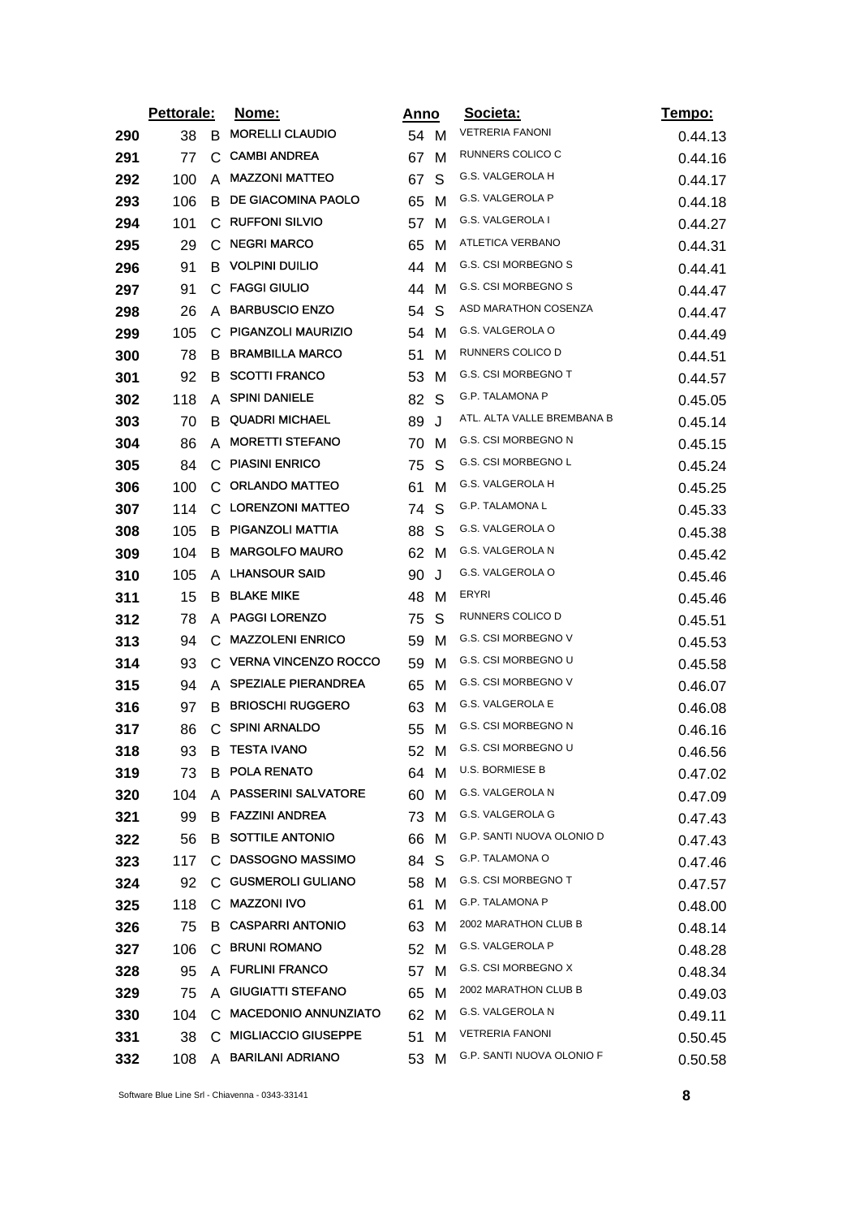| | Pettorale: | | Nome: | Anno | | Societa: | Tempo: |
|---|---|---|---|---|---|---|---|
| 290 | 38 | B | MORELLI CLAUDIO | 54 | M | VETRERIA FANONI | 0.44.13 |
| 291 | 77 | C | CAMBI ANDREA | 67 | M | RUNNERS COLICO C | 0.44.16 |
| 292 | 100 | A | MAZZONI MATTEO | 67 | S | G.S. VALGEROLA H | 0.44.17 |
| 293 | 106 | B | DE GIACOMINA PAOLO | 65 | M | G.S. VALGEROLA P | 0.44.18 |
| 294 | 101 | C | RUFFONI SILVIO | 57 | M | G.S. VALGEROLA I | 0.44.27 |
| 295 | 29 | C | NEGRI MARCO | 65 | M | ATLETICA VERBANO | 0.44.31 |
| 296 | 91 | B | VOLPINI DUILIO | 44 | M | G.S. CSI MORBEGNO S | 0.44.41 |
| 297 | 91 | C | FAGGI GIULIO | 44 | M | G.S. CSI MORBEGNO S | 0.44.47 |
| 298 | 26 | A | BARBUSCIO ENZO | 54 | S | ASD MARATHON COSENZA | 0.44.47 |
| 299 | 105 | C | PIGANZOLI MAURIZIO | 54 | M | G.S. VALGEROLA O | 0.44.49 |
| 300 | 78 | B | BRAMBILLA MARCO | 51 | M | RUNNERS COLICO D | 0.44.51 |
| 301 | 92 | B | SCOTTI FRANCO | 53 | M | G.S. CSI MORBEGNO T | 0.44.57 |
| 302 | 118 | A | SPINI DANIELE | 82 | S | G.P. TALAMONA P | 0.45.05 |
| 303 | 70 | B | QUADRI MICHAEL | 89 | J | ATL. ALTA VALLE BREMBANA B | 0.45.14 |
| 304 | 86 | A | MORETTI STEFANO | 70 | M | G.S. CSI MORBEGNO N | 0.45.15 |
| 305 | 84 | C | PIASINI ENRICO | 75 | S | G.S. CSI MORBEGNO L | 0.45.24 |
| 306 | 100 | C | ORLANDO MATTEO | 61 | M | G.S. VALGEROLA H | 0.45.25 |
| 307 | 114 | C | LORENZONI MATTEO | 74 | S | G.P. TALAMONA L | 0.45.33 |
| 308 | 105 | B | PIGANZOLI MATTIA | 88 | S | G.S. VALGEROLA O | 0.45.38 |
| 309 | 104 | B | MARGOLFO MAURO | 62 | M | G.S. VALGEROLA N | 0.45.42 |
| 310 | 105 | A | LHANSOUR SAID | 90 | J | G.S. VALGEROLA O | 0.45.46 |
| 311 | 15 | B | BLAKE MIKE | 48 | M | ERYRI | 0.45.46 |
| 312 | 78 | A | PAGGI LORENZO | 75 | S | RUNNERS COLICO D | 0.45.51 |
| 313 | 94 | C | MAZZOLENI ENRICO | 59 | M | G.S. CSI MORBEGNO V | 0.45.53 |
| 314 | 93 | C | VERNA VINCENZO ROCCO | 59 | M | G.S. CSI MORBEGNO U | 0.45.58 |
| 315 | 94 | A | SPEZIALE PIERANDREA | 65 | M | G.S. CSI MORBEGNO V | 0.46.07 |
| 316 | 97 | B | BRIOSCHI RUGGERO | 63 | M | G.S. VALGEROLA E | 0.46.08 |
| 317 | 86 | C | SPINI ARNALDO | 55 | M | G.S. CSI MORBEGNO N | 0.46.16 |
| 318 | 93 | B | TESTA IVANO | 52 | M | G.S. CSI MORBEGNO U | 0.46.56 |
| 319 | 73 | B | POLA RENATO | 64 | M | U.S. BORMIESE B | 0.47.02 |
| 320 | 104 | A | PASSERINI SALVATORE | 60 | M | G.S. VALGEROLA N | 0.47.09 |
| 321 | 99 | B | FAZZINI ANDREA | 73 | M | G.S. VALGEROLA G | 0.47.43 |
| 322 | 56 | B | SOTTILE ANTONIO | 66 | M | G.P. SANTI NUOVA OLONIO D | 0.47.43 |
| 323 | 117 | C | DASSOGNO MASSIMO | 84 | S | G.P. TALAMONA O | 0.47.46 |
| 324 | 92 | C | GUSMEROLI GULIANO | 58 | M | G.S. CSI MORBEGNO T | 0.47.57 |
| 325 | 118 | C | MAZZONI IVO | 61 | M | G.P. TALAMONA P | 0.48.00 |
| 326 | 75 | B | CASPARRI ANTONIO | 63 | M | 2002 MARATHON CLUB B | 0.48.14 |
| 327 | 106 | C | BRUNI ROMANO | 52 | M | G.S. VALGEROLA P | 0.48.28 |
| 328 | 95 | A | FURLINI FRANCO | 57 | M | G.S. CSI MORBEGNO X | 0.48.34 |
| 329 | 75 | A | GIUGIATTI STEFANO | 65 | M | 2002 MARATHON CLUB B | 0.49.03 |
| 330 | 104 | C | MACEDONIO ANNUNZIATO | 62 | M | G.S. VALGEROLA N | 0.49.11 |
| 331 | 38 | C | MIGLIACCIO GIUSEPPE | 51 | M | VETRERIA FANONI | 0.50.45 |
| 332 | 108 | A | BARILANI ADRIANO | 53 | M | G.P. SANTI NUOVA OLONIO F | 0.50.58 |

Software Blue Line Srl - Chiavenna - 0343-33141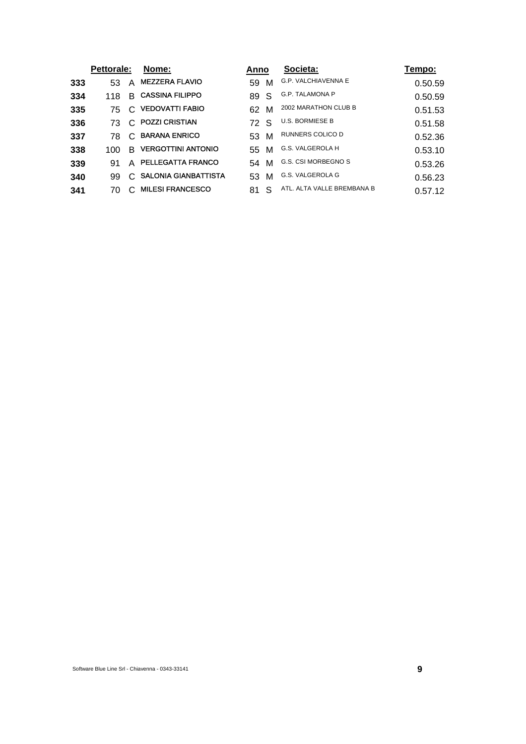| | Pettorale: | | Nome: | Anno | | Societa: | Tempo: |
|---|---|---|---|---|---|---|---|
| **333** | 53 | A | MEZZERA FLAVIO | 59 | M | G.P. VALCHIAVENNA E | 0.50.59 |
| **334** | 118 | B | CASSINA FILIPPO | 89 | S | G.P. TALAMONA P | 0.50.59 |
| **335** | 75 | C | VEDOVATTI FABIO | 62 | M | 2002 MARATHON CLUB B | 0.51.53 |
| **336** | 73 | C | POZZI CRISTIAN | 72 | S | U.S. BORMIESE B | 0.51.58 |
| **337** | 78 | C | BARANA ENRICO | 53 | M | RUNNERS COLICO D | 0.52.36 |
| **338** | 100 | B | VERGOTTINI ANTONIO | 55 | M | G.S. VALGEROLA H | 0.53.10 |
| **339** | 91 | A | PELLEGATTA FRANCO | 54 | M | G.S. CSI MORBEGNO S | 0.53.26 |
| **340** | 99 | C | SALONIA GIANBATTISTA | 53 | M | G.S. VALGEROLA G | 0.56.23 |
| **341** | 70 | C | MILESI FRANCESCO | 81 | S | ATL. ALTA VALLE BREMBANA B | 0.57.12 |

Software Blue Line Srl - Chiavenna - 0343-33141